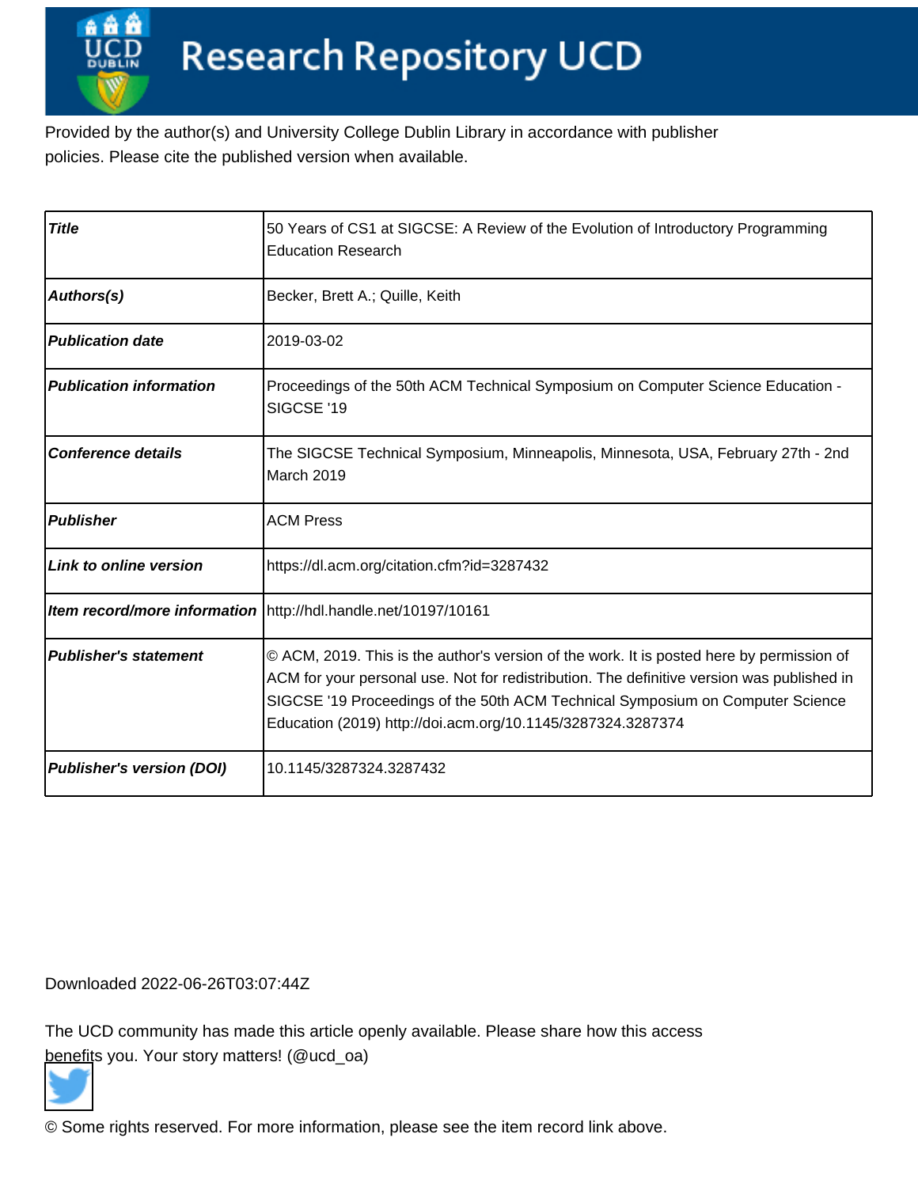# Research Repository UCD

Provided by the author(s) and University College Dublin Library in accordance with publisher policies. Please cite the published version when available.

| | |
|---|---|
| ***Title*** | 50 Years of CS1 at SIGCSE: A Review of the Evolution of Introductory Programming Education Research |
| ***Authors(s)*** | Becker, Brett A.; Quille, Keith |
| ***Publication date*** | 2019-03-02 |
| ***Publication information*** | Proceedings of the 50th ACM Technical Symposium on Computer Science Education - SIGCSE '19 |
| ***Conference details*** | The SIGCSE Technical Symposium, Minneapolis, Minnesota, USA, February 27th - 2nd March 2019 |
| ***Publisher*** | ACM Press |
| ***Link to online version*** | https://dl.acm.org/citation.cfm?id=3287432 |
| ***Item record/more information*** | http://hdl.handle.net/10197/10161 |
| ***Publisher's statement*** | © ACM, 2019. This is the author's version of the work. It is posted here by permission of ACM for your personal use. Not for redistribution. The definitive version was published in SIGCSE '19 Proceedings of the 50th ACM Technical Symposium on Computer Science Education (2019) http://doi.acm.org/10.1145/3287324.3287374 |
| ***Publisher's version (DOI)*** | 10.1145/3287324.3287432 |

Downloaded 2022-06-26T03:07:44Z

The UCD community has made this article openly available. Please share how this access benefits you. Your story matters! (@ucd_oa)

© Some rights reserved. For more information, please see the item record link above.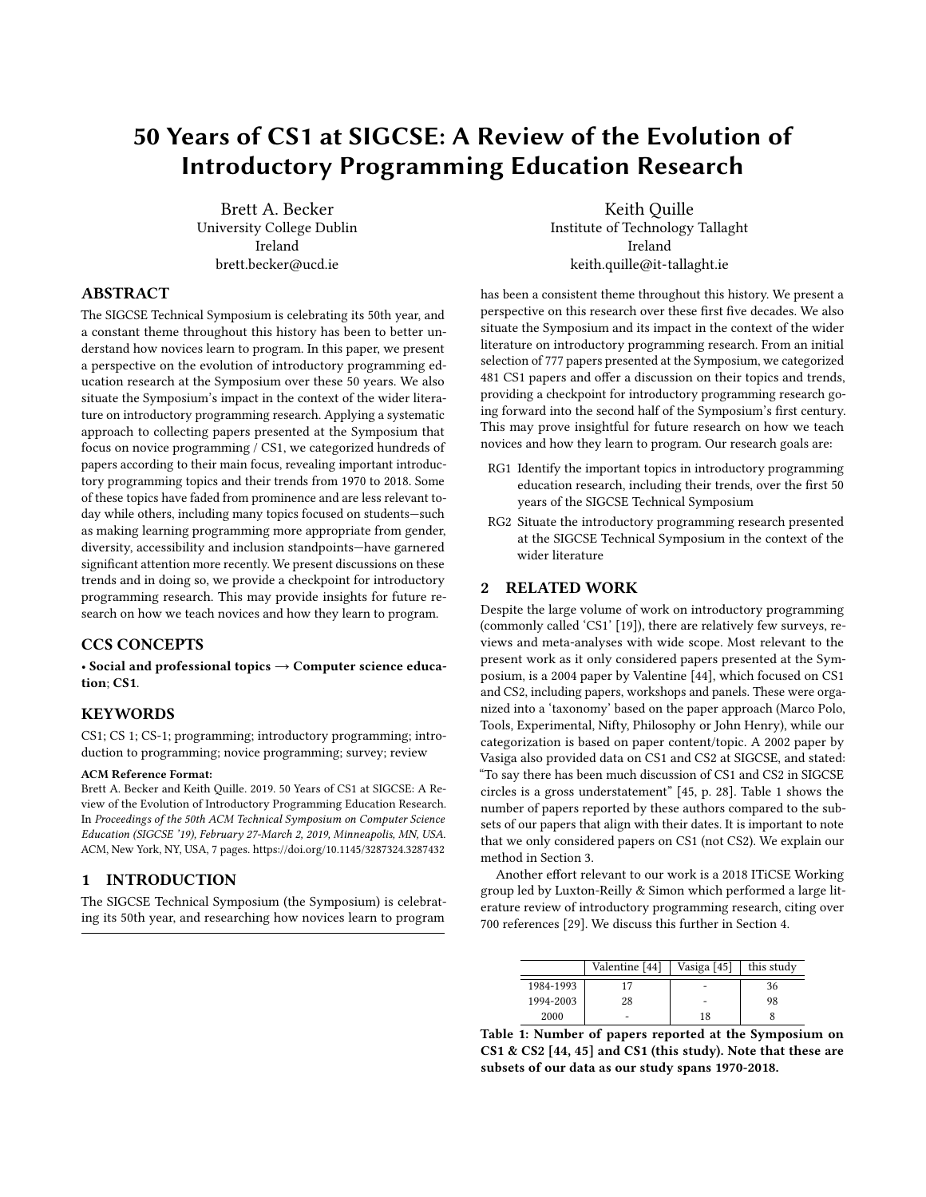# 50 Years of CS1 at SIGCSE: A Review of the Evolution of Introductory Programming Education Research

Brett A. Becker
University College Dublin
Ireland
brett.becker@ucd.ie

Keith Quille
Institute of Technology Tallaght
Ireland
keith.quille@it-tallaght.ie

## ABSTRACT

The SIGCSE Technical Symposium is celebrating its 50th year, and a constant theme throughout this history has been to better understand how novices learn to program. In this paper, we present a perspective on the evolution of introductory programming education research at the Symposium over these 50 years. We also situate the Symposium's impact in the context of the wider literature on introductory programming research. Applying a systematic approach to collecting papers presented at the Symposium that focus on novice programming / CS1, we categorized hundreds of papers according to their main focus, revealing important introductory programming topics and their trends from 1970 to 2018. Some of these topics have faded from prominence and are less relevant today while others, including many topics focused on students—such as making learning programming more appropriate from gender, diversity, accessibility and inclusion standpoints—have garnered significant attention more recently. We present discussions on these trends and in doing so, we provide a checkpoint for introductory programming research. This may provide insights for future research on how we teach novices and how they learn to program.

## CCS CONCEPTS

• **Social and professional topics → Computer science education**; **CS1**.

## KEYWORDS

CS1; CS 1; CS-1; programming; introductory programming; introduction to programming; novice programming; survey; review

**ACM Reference Format:**
Brett A. Becker and Keith Quille. 2019. 50 Years of CS1 at SIGCSE: A Review of the Evolution of Introductory Programming Education Research. In *Proceedings of the 50th ACM Technical Symposium on Computer Science Education (SIGCSE '19), February 27-March 2, 2019, Minneapolis, MN, USA.* ACM, New York, NY, USA, 7 pages. https://doi.org/10.1145/3287324.3287432

## 1 INTRODUCTION

The SIGCSE Technical Symposium (the Symposium) is celebrating its 50th year, and researching how novices learn to program has been a consistent theme throughout this history. We present a perspective on this research over these first five decades. We also situate the Symposium and its impact in the context of the wider literature on introductory programming research. From an initial selection of 777 papers presented at the Symposium, we categorized 481 CS1 papers and offer a discussion on their topics and trends, providing a checkpoint for introductory programming research going forward into the second half of the Symposium's first century. This may prove insightful for future research on how we teach novices and how they learn to program. Our research goals are:

- RG1 Identify the important topics in introductory programming education research, including their trends, over the first 50 years of the SIGCSE Technical Symposium
- RG2 Situate the introductory programming research presented at the SIGCSE Technical Symposium in the context of the wider literature

## 2 RELATED WORK

Despite the large volume of work on introductory programming (commonly called 'CS1' [19]), there are relatively few surveys, reviews and meta-analyses with wide scope. Most relevant to the present work as it only considered papers presented at the Symposium, is a 2004 paper by Valentine [44], which focused on CS1 and CS2, including papers, workshops and panels. These were organized into a 'taxonomy' based on the paper approach (Marco Polo, Tools, Experimental, Nifty, Philosophy or John Henry), while our categorization is based on paper content/topic. A 2002 paper by Vasiga also provided data on CS1 and CS2 at SIGCSE, and stated: "To say there has been much discussion of CS1 and CS2 in SIGCSE circles is a gross understatement" [45, p. 28]. Table 1 shows the number of papers reported by these authors compared to the subsets of our papers that align with their dates. It is important to note that we only considered papers on CS1 (not CS2). We explain our method in Section 3.

Another effort relevant to our work is a 2018 ITiCSE Working group led by Luxton-Reilly & Simon which performed a large literature review of introductory programming research, citing over 700 references [29]. We discuss this further in Section 4.

| | Valentine [44] | Vasiga [45] | this study |
|---|---|---|---|
| 1984-1993 | 17 | - | 36 |
| 1994-2003 | 28 | - | 98 |
| 2000 | - | 18 | 8 |

**Table 1: Number of papers reported at the Symposium on CS1 & CS2 [44, 45] and CS1 (this study). Note that these are subsets of our data as our study spans 1970-2018.**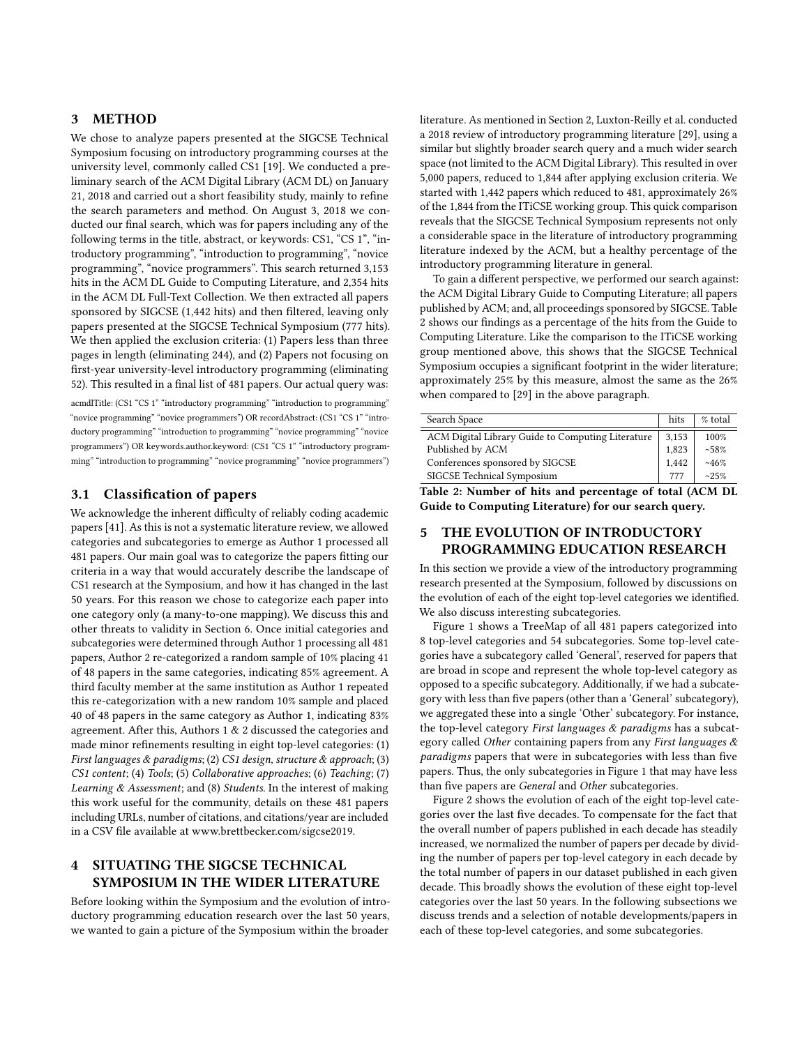## 3 METHOD

We chose to analyze papers presented at the SIGCSE Technical Symposium focusing on introductory programming courses at the university level, commonly called CS1 [19]. We conducted a preliminary search of the ACM Digital Library (ACM DL) on January 21, 2018 and carried out a short feasibility study, mainly to refine the search parameters and method. On August 3, 2018 we conducted our final search, which was for papers including any of the following terms in the title, abstract, or keywords: CS1, "CS 1", "introductory programming", "introduction to programming", "novice programming", "novice programmers". This search returned 3,153 hits in the ACM DL Guide to Computing Literature, and 2,354 hits in the ACM DL Full-Text Collection. We then extracted all papers sponsored by SIGCSE (1,442 hits) and then filtered, leaving only papers presented at the SIGCSE Technical Symposium (777 hits). We then applied the exclusion criteria: (1) Papers less than three pages in length (eliminating 244), and (2) Papers not focusing on first-year university-level introductory programming (eliminating 52). This resulted in a final list of 481 papers. Our actual query was:

acmdlTitle: (CS1 "CS 1" "introductory programming" "introduction to programming" "novice programming" "novice programmers") OR recordAbstract: (CS1 "CS 1" "introductory programming" "introduction to programming" "novice programming" "novice programmers") OR keywords.author.keyword: (CS1 "CS 1" "introductory programming" "introduction to programming" "novice programming" "novice programmers")

### 3.1 Classification of papers

We acknowledge the inherent difficulty of reliably coding academic papers [41]. As this is not a systematic literature review, we allowed categories and subcategories to emerge as Author 1 processed all 481 papers. Our main goal was to categorize the papers fitting our criteria in a way that would accurately describe the landscape of CS1 research at the Symposium, and how it has changed in the last 50 years. For this reason we chose to categorize each paper into one category only (a many-to-one mapping). We discuss this and other threats to validity in Section 6. Once initial categories and subcategories were determined through Author 1 processing all 481 papers, Author 2 re-categorized a random sample of 10% placing 41 of 48 papers in the same categories, indicating 85% agreement. A third faculty member at the same institution as Author 1 repeated this re-categorization with a new random 10% sample and placed 40 of 48 papers in the same category as Author 1, indicating 83% agreement. After this, Authors 1 & 2 discussed the categories and made minor refinements resulting in eight top-level categories: (1) *First languages & paradigms*; (2) *CS1 design, structure & approach*; (3) *CS1 content*; (4) *Tools*; (5) *Collaborative approaches*; (6) *Teaching*; (7) *Learning & Assessment*; and (8) *Students*. In the interest of making this work useful for the community, details on these 481 papers including URLs, number of citations, and citations/year are included in a CSV file available at www.brettbecker.com/sigcse2019.

## 4 SITUATING THE SIGCSE TECHNICAL SYMPOSIUM IN THE WIDER LITERATURE

Before looking within the Symposium and the evolution of introductory programming education research over the last 50 years, we wanted to gain a picture of the Symposium within the broader literature. As mentioned in Section 2, Luxton-Reilly et al. conducted a 2018 review of introductory programming literature [29], using a similar but slightly broader search query and a much wider search space (not limited to the ACM Digital Library). This resulted in over 5,000 papers, reduced to 1,844 after applying exclusion criteria. We started with 1,442 papers which reduced to 481, approximately 26% of the 1,844 from the ITiCSE working group. This quick comparison reveals that the SIGCSE Technical Symposium represents not only a considerable space in the literature of introductory programming literature indexed by the ACM, but a healthy percentage of the introductory programming literature in general.

To gain a different perspective, we performed our search against: the ACM Digital Library Guide to Computing Literature; all papers published by ACM; and, all proceedings sponsored by SIGCSE. Table 2 shows our findings as a percentage of the hits from the Guide to Computing Literature. Like the comparison to the ITiCSE working group mentioned above, this shows that the SIGCSE Technical Symposium occupies a significant footprint in the wider literature; approximately 25% by this measure, almost the same as the 26% when compared to [29] in the above paragraph.

| Search Space | hits | % total |
|---|---|---|
| ACM Digital Library Guide to Computing Literature | 3,153 | 100% |
| Published by ACM | 1,823 | ~58% |
| Conferences sponsored by SIGCSE | 1,442 | ~46% |
| SIGCSE Technical Symposium | 777 | ~25% |

**Table 2: Number of hits and percentage of total (ACM DL Guide to Computing Literature) for our search query.**

## 5 THE EVOLUTION OF INTRODUCTORY PROGRAMMING EDUCATION RESEARCH

In this section we provide a view of the introductory programming research presented at the Symposium, followed by discussions on the evolution of each of the eight top-level categories we identified. We also discuss interesting subcategories.

Figure 1 shows a TreeMap of all 481 papers categorized into 8 top-level categories and 54 subcategories. Some top-level categories have a subcategory called 'General', reserved for papers that are broad in scope and represent the whole top-level category as opposed to a specific subcategory. Additionally, if we had a subcategory with less than five papers (other than a 'General' subcategory), we aggregated these into a single 'Other' subcategory. For instance, the top-level category *First languages & paradigms* has a subcategory called *Other* containing papers from any *First languages & paradigms* papers that were in subcategories with less than five papers. Thus, the only subcategories in Figure 1 that may have less than five papers are *General* and *Other* subcategories.

Figure 2 shows the evolution of each of the eight top-level categories over the last five decades. To compensate for the fact that the overall number of papers published in each decade has steadily increased, we normalized the number of papers per decade by dividing the number of papers per top-level category in each decade by the total number of papers in our dataset published in each given decade. This broadly shows the evolution of these eight top-level categories over the last 50 years. In the following subsections we discuss trends and a selection of notable developments/papers in each of these top-level categories, and some subcategories.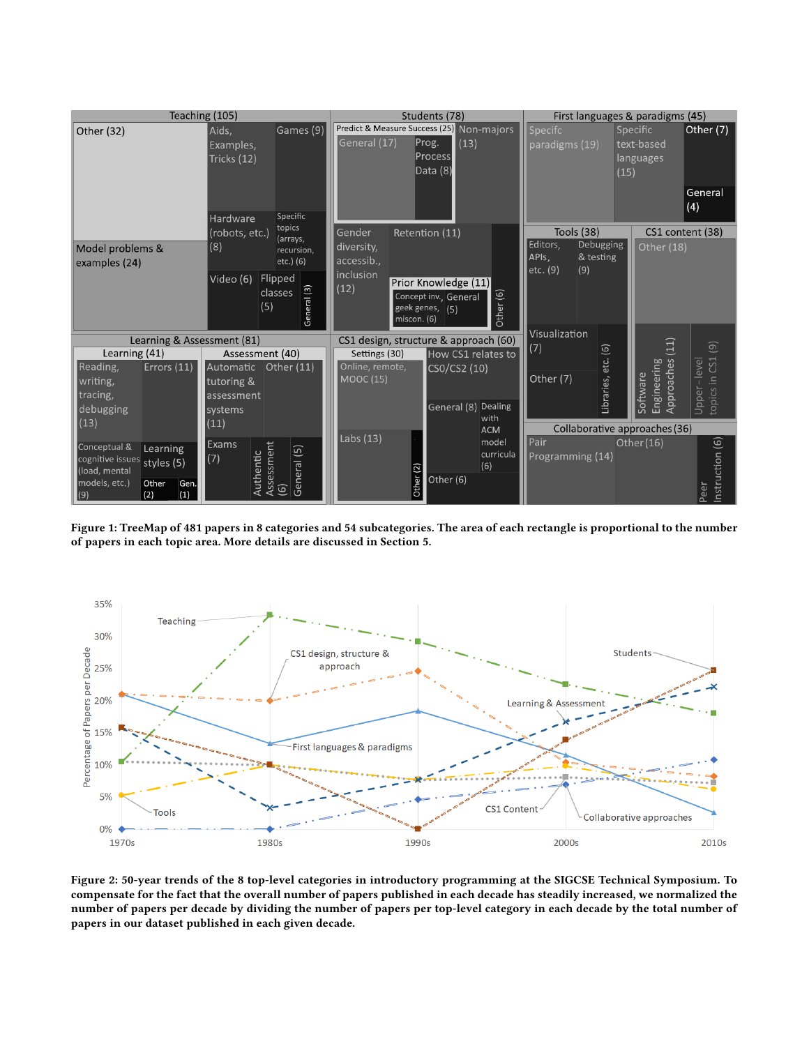**Figure 1: TreeMap of 481 papers in 8 categories and 54 subcategories. The area of each rectangle is proportional to the number of papers in each topic area. More details are discussed in Section 5.**

**Figure 2: 50-year trends of the 8 top-level categories in introductory programming at the SIGCSE Technical Symposium. To compensate for the fact that the overall number of papers published in each decade has steadily increased, we normalized the number of papers per decade by dividing the number of papers per top-level category in each decade by the total number of papers in our dataset published in each given decade.**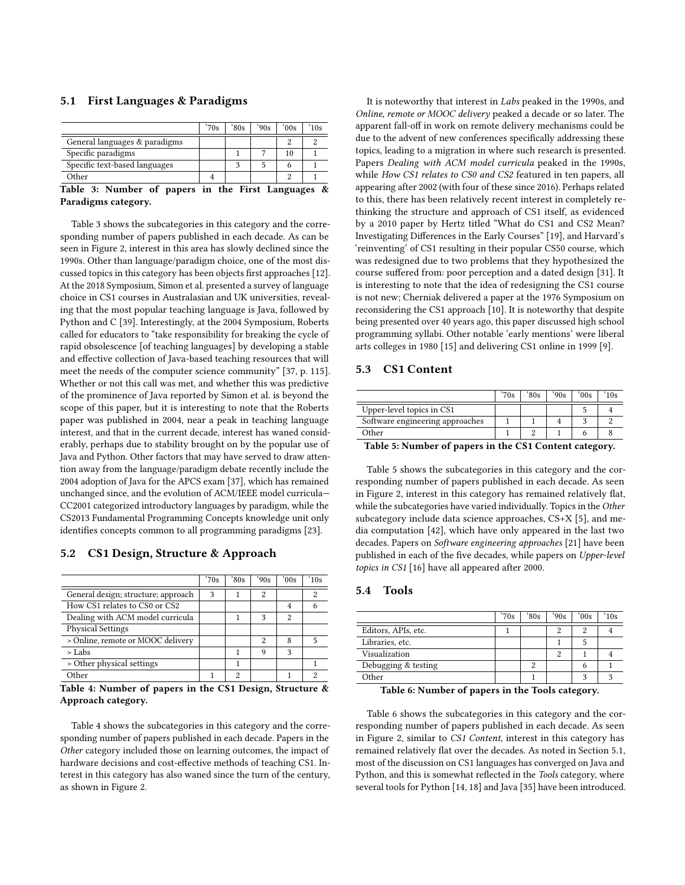### 5.1 First Languages & Paradigms

| | '70s | '80s | '90s | '00s | '10s |
|---|---|---|---|---|---|
| General languages & paradigms | | | | 2 | 2 |
| Specific paradigms | | 1 | 7 | 10 | 1 |
| Specific text-based languages | | 3 | 5 | 6 | 1 |
| Other | 4 | | | 2 | 1 |

**Table 3: Number of papers in the First Languages & Paradigms category.**

Table 3 shows the subcategories in this category and the corresponding number of papers published in each decade. As can be seen in Figure 2, interest in this area has slowly declined since the 1990s. Other than language/paradigm choice, one of the most discussed topics in this category has been objects first approaches [12]. At the 2018 Symposium, Simon et al. presented a survey of language choice in CS1 courses in Australasian and UK universities, revealing that the most popular teaching language is Java, followed by Python and C [39]. Interestingly, at the 2004 Symposium, Roberts called for educators to "take responsibility for breaking the cycle of rapid obsolescence [of teaching languages] by developing a stable and effective collection of Java-based teaching resources that will meet the needs of the computer science community" [37, p. 115]. Whether or not this call was met, and whether this was predictive of the prominence of Java reported by Simon et al. is beyond the scope of this paper, but it is interesting to note that the Roberts paper was published in 2004, near a peak in teaching language interest, and that in the current decade, interest has waned considerably, perhaps due to stability brought on by the popular use of Java and Python. Other factors that may have served to draw attention away from the language/paradigm debate recently include the 2004 adoption of Java for the APCS exam [37], which has remained unchanged since, and the evolution of ACM/IEEE model curricula—CC2001 categorized introductory languages by paradigm, while the CS2013 Fundamental Programming Concepts knowledge unit only identifies concepts common to all programming paradigms [23].

### 5.2 CS1 Design, Structure & Approach

| | '70s | '80s | '90s | '00s | '10s |
|---|---|---|---|---|---|
| General design; structure; approach | 3 | 1 | 2 | | 2 |
| How CS1 relates to CS0 or CS2 | | | | 4 | 6 |
| Dealing with ACM model curricula | | 1 | 3 | 2 | |
| Physical Settings | | | | | |
| > Online, remote or MOOC delivery | | | 2 | 8 | 5 |
| > Labs | | 1 | 9 | 3 | |
| > Other physical settings | | 1 | | | 1 |
| Other | 1 | 2 | | 1 | 2 |

**Table 4: Number of papers in the CS1 Design, Structure & Approach category.**

Table 4 shows the subcategories in this category and the corresponding number of papers published in each decade. Papers in the *Other* category included those on learning outcomes, the impact of hardware decisions and cost-effective methods of teaching CS1. Interest in this category has also waned since the turn of the century, as shown in Figure 2.

It is noteworthy that interest in *Labs* peaked in the 1990s, and *Online, remote or MOOC delivery* peaked a decade or so later. The apparent fall-off in work on remote delivery mechanisms could be due to the advent of new conferences specifically addressing these topics, leading to a migration in where such research is presented. Papers *Dealing with ACM model curricula* peaked in the 1990s, while *How CS1 relates to CS0 and CS2* featured in ten papers, all appearing after 2002 (with four of these since 2016). Perhaps related to this, there has been relatively recent interest in completely rethinking the structure and approach of CS1 itself, as evidenced by a 2010 paper by Hertz titled "What do CS1 and CS2 Mean? Investigating Differences in the Early Courses" [19], and Harvard's 'reinventing' of CS1 resulting in their popular CS50 course, which was redesigned due to two problems that they hypothesized the course suffered from: poor perception and a dated design [31]. It is interesting to note that the idea of redesigning the CS1 course is not new; Cherniak delivered a paper at the 1976 Symposium on reconsidering the CS1 approach [10]. It is noteworthy that despite being presented over 40 years ago, this paper discussed high school programming syllabi. Other notable 'early mentions' were liberal arts colleges in 1980 [15] and delivering CS1 online in 1999 [9].

### 5.3 CS1 Content

| | '70s | '80s | '90s | '00s | '10s |
|---|---|---|---|---|---|
| Upper-level topics in CS1 | | | | 5 | 4 |
| Software engineering approaches | 1 | 1 | 4 | 3 | 2 |
| Other | 1 | 2 | 1 | 6 | 8 |

**Table 5: Number of papers in the CS1 Content category.**

Table 5 shows the subcategories in this category and the corresponding number of papers published in each decade. As seen in Figure 2, interest in this category has remained relatively flat, while the subcategories have varied individually. Topics in the *Other* subcategory include data science approaches, CS+X [5], and media computation [42], which have only appeared in the last two decades. Papers on *Software engineering approaches* [21] have been published in each of the five decades, while papers on *Upper-level topics in CS1* [16] have all appeared after 2000.

### 5.4 Tools

| | '70s | '80s | '90s | '00s | '10s |
|---|---|---|---|---|---|
| Editors, APIs, etc. | 1 | | 2 | 2 | 4 |
| Libraries, etc. | | | 1 | 5 | |
| Visualization | | | 2 | 1 | 4 |
| Debugging & testing | | 2 | | 6 | 1 |
| Other | | 1 | | 3 | 3 |

**Table 6: Number of papers in the Tools category.**

Table 6 shows the subcategories in this category and the corresponding number of papers published in each decade. As seen in Figure 2, similar to *CS1 Content*, interest in this category has remained relatively flat over the decades. As noted in Section 5.1, most of the discussion on CS1 languages has converged on Java and Python, and this is somewhat reflected in the *Tools* category, where several tools for Python [14, 18] and Java [35] have been introduced.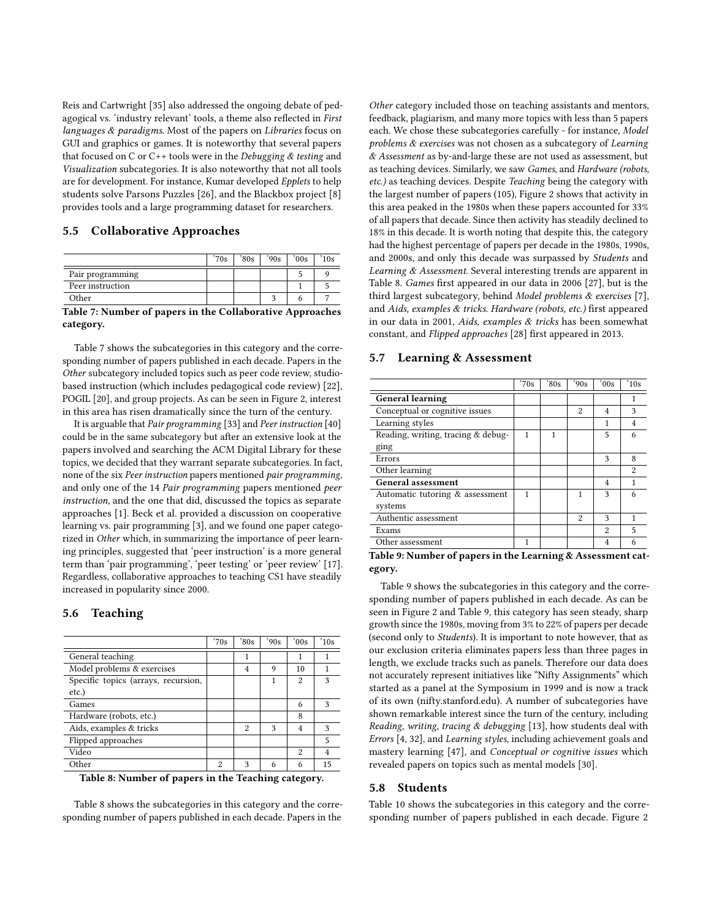Reis and Cartwright [35] also addressed the ongoing debate of pedagogical vs. 'industry relevant' tools, a theme also reflected in *First languages & paradigms*. Most of the papers on *Libraries* focus on GUI and graphics or games. It is noteworthy that several papers that focused on C or C++ tools were in the *Debugging & testing* and *Visualization* subcategories. It is also noteworthy that not all tools are for development. For instance, Kumar developed *Epplets* to help students solve Parsons Puzzles [26], and the Blackbox project [8] provides tools and a large programming dataset for researchers.

### 5.5 Collaborative Approaches

| | '70s | '80s | '90s | '00s | '10s |
|---|---|---|---|---|---|
| Pair programming | | | | 5 | 9 |
| Peer instruction | | | | 1 | 5 |
| Other | | | 3 | 6 | 7 |

**Table 7: Number of papers in the Collaborative Approaches category.**

Table 7 shows the subcategories in this category and the corresponding number of papers published in each decade. Papers in the *Other* subcategory included topics such as peer code review, studio-based instruction (which includes pedagogical code review) [22], POGIL [20], and group projects. As can be seen in Figure 2, interest in this area has risen dramatically since the turn of the century.

It is arguable that *Pair programming* [33] and *Peer instruction* [40] could be in the same subcategory but after an extensive look at the papers involved and searching the ACM Digital Library for these topics, we decided that they warrant separate subcategories. In fact, none of the six *Peer instruction* papers mentioned *pair programming*, and only one of the 14 *Pair programming* papers mentioned *peer instruction*, and the one that did, discussed the topics as separate approaches [1]. Beck et al. provided a discussion on cooperative learning vs. pair programming [3], and we found one paper categorized in *Other* which, in summarizing the importance of peer learning principles, suggested that 'peer instruction' is a more general term than 'pair programming', 'peer testing' or 'peer review' [17]. Regardless, collaborative approaches to teaching CS1 have steadily increased in popularity since 2000.

### 5.6 Teaching

| | '70s | '80s | '90s | '00s | '10s |
|---|---|---|---|---|---|
| General teaching | | 1 | | 1 | 1 |
| Model problems & exercises | | 4 | 9 | 10 | 1 |
| Specific topics (arrays, recursion, etc.) | | | 1 | 2 | 3 |
| Games | | | | 6 | 3 |
| Hardware (robots, etc.) | | | | 8 | |
| Aids, examples & tricks | | 2 | 3 | 4 | 3 |
| Flipped approaches | | | | | 5 |
| Video | | | | 2 | 4 |
| Other | 2 | 3 | 6 | 6 | 15 |

**Table 8: Number of papers in the Teaching category.**

Table 8 shows the subcategories in this category and the corresponding number of papers published in each decade. Papers in the *Other* category included those on teaching assistants and mentors, feedback, plagiarism, and many more topics with less than 5 papers each. We chose these subcategories carefully - for instance, *Model problems & exercises* was not chosen as a subcategory of *Learning & Assessment* as by-and-large these are not used as assessment, but as teaching devices. Similarly, we saw *Games*, and *Hardware (robots, etc.)* as teaching devices. Despite *Teaching* being the category with the largest number of papers (105), Figure 2 shows that activity in this area peaked in the 1980s when these papers accounted for 33% of all papers that decade. Since then activity has steadily declined to 18% in this decade. It is worth noting that despite this, the category had the highest percentage of papers per decade in the 1980s, 1990s, and 2000s, and only this decade was surpassed by *Students* and *Learning & Assessment*. Several interesting trends are apparent in Table 8. *Games* first appeared in our data in 2006 [27], but is the third largest subcategory, behind *Model problems & exercises* [7], and *Aids, examples & tricks*. *Hardware (robots, etc.)* first appeared in our data in 2001, *Aids, examples & tricks* has been somewhat constant, and *Flipped approaches* [28] first appeared in 2013.

### 5.7 Learning & Assessment

| | '70s | '80s | '90s | '00s | '10s |
|---|---|---|---|---|---|
| **General learning** | | | | | 1 |
| Conceptual or cognitive issues | | | 2 | 4 | 3 |
| Learning styles | | | | 1 | 4 |
| Reading, writing, tracing & debugging | 1 | 1 | | 5 | 6 |
| Errors | | | | 3 | 8 |
| Other learning | | | | | 2 |
| **General assessment** | | | | 4 | 1 |
| Automatic tutoring & assessment systems | 1 | | 1 | 3 | 6 |
| Authentic assessment | | | 2 | 3 | 1 |
| Exams | | | | 2 | 5 |
| Other assessment | 1 | | | 4 | 6 |

**Table 9: Number of papers in the Learning & Assessment category.**

Table 9 shows the subcategories in this category and the corresponding number of papers published in each decade. As can be seen in Figure 2 and Table 9, this category has seen steady, sharp growth since the 1980s, moving from 3% to 22% of papers per decade (second only to *Students*). It is important to note however, that as our exclusion criteria eliminates papers less than three pages in length, we exclude tracks such as panels. Therefore our data does not accurately represent initiatives like "Nifty Assignments" which started as a panel at the Symposium in 1999 and is now a track of its own (nifty.stanford.edu). A number of subcategories have shown remarkable interest since the turn of the century, including *Reading, writing, tracing & debugging* [13], how students deal with *Errors* [4, 32], and *Learning styles*, including achievement goals and mastery learning [47], and *Conceptual or cognitive issues* which revealed papers on topics such as mental models [30].

### 5.8 Students

Table 10 shows the subcategories in this category and the corresponding number of papers published in each decade. Figure 2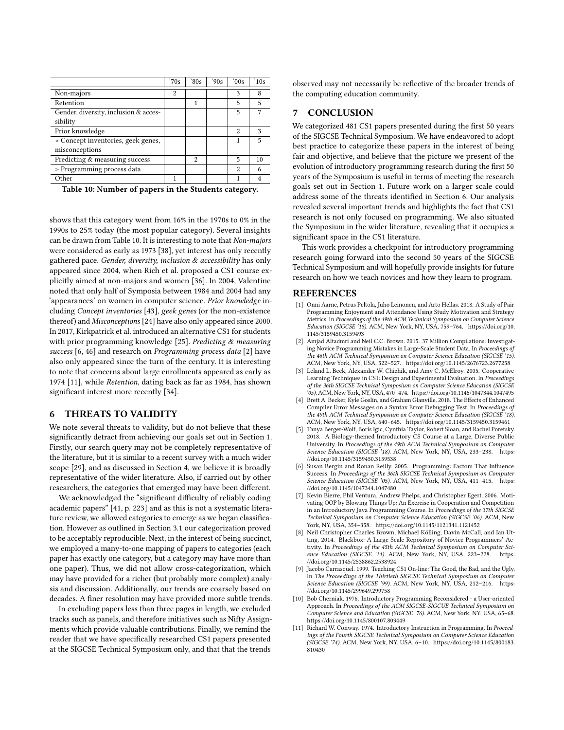|  | '70s | '80s | '90s | '00s | '10s |
| --- | --- | --- | --- | --- | --- |
| Non-majors | 2 |  |  | 3 | 8 |
| Retention |  | 1 |  | 5 | 5 |
| Gender, diversity, inclusion & accessibility |  |  |  | 5 | 7 |
| Prior knowledge |  |  |  | 2 | 3 |
| > Concept inventories, geek genes, misconceptions |  |  |  | 1 | 5 |
| Predicting & measuring success |  | 2 |  | 5 | 10 |
| > Programming process data |  |  |  | 2 | 6 |
| Other | 1 |  |  | 1 | 4 |

**Table 10: Number of papers in the Students category.**

shows that this category went from 16% in the 1970s to 0% in the 1990s to 25% today (the most popular category). Several insights can be drawn from Table 10. It is interesting to note that *Non-majors* were considered as early as 1973 [38], yet interest has only recently gathered pace. *Gender, diversity, inclusion & accessibility* has only appeared since 2004, when Rich et al. proposed a CS1 course explicitly aimed at non-majors and women [36]. In 2004, Valentine noted that only half of Symposia between 1984 and 2004 had any 'appearances' on women in computer science. *Prior knowledge* including *Concept inventories* [43], *geek genes* (or the non-existence thereof) and *Misconceptions* [24] have also only appeared since 2000. In 2017, Kirkpatrick et al. introduced an alternative CS1 for students with prior programming knowledge [25]. *Predicting & measuring success* [6, 46] and research on *Programming process data* [2] have also only appeared since the turn of the century. It is interesting to note that concerns about large enrollments appeared as early as 1974 [11], while *Retention*, dating back as far as 1984, has shown significant interest more recently [34].

## 6 THREATS TO VALIDITY

We note several threats to validity, but do not believe that these significantly detract from achieving our goals set out in Section 1. Firstly, our search query may not be completely representative of the literature, but it is similar to a recent survey with a much wider scope [29], and as discussed in Section 4, we believe it is broadly representative of the wider literature. Also, if carried out by other researchers, the categories that emerged may have been different.

We acknowledged the "significant difficulty of reliably coding academic papers" [41, p. 223] and as this is not a systematic literature review, we allowed categories to emerge as we began classification. However as outlined in Section 3.1 our categorization proved to be acceptably reproducible. Next, in the interest of being succinct, we employed a many-to-one mapping of papers to categories (each paper has exactly one category, but a category may have more than one paper). Thus, we did not allow cross-categorization, which may have provided for a richer (but probably more complex) analysis and discussion. Additionally, our trends are coarsely based on decades. A finer resolution may have provided more subtle trends.

In excluding papers less than three pages in length, we excluded tracks such as panels, and therefore initiatives such as Nifty Assignments which provide valuable contributions. Finally, we remind the reader that we have specifically researched CS1 papers presented at the SIGCSE Technical Symposium only, and that that the trends observed may not necessarily be reflective of the broader trends of the computing education community.

## 7 CONCLUSION

We categorized 481 CS1 papers presented during the first 50 years of the SIGCSE Technical Symposium. We have endeavored to adopt best practice to categorize these papers in the interest of being fair and objective, and believe that the picture we present of the evolution of introductory programming research during the first 50 years of the Symposium is useful in terms of meeting the research goals set out in Section 1. Future work on a larger scale could address some of the threats identified in Section 6. Our analysis revealed several important trends and highlights the fact that CS1 research is not only focused on programming. We also situated the Symposium in the wider literature, revealing that it occupies a significant space in the CS1 literature.

This work provides a checkpoint for introductory programming research going forward into the second 50 years of the SIGCSE Technical Symposium and will hopefully provide insights for future research on how we teach novices and how they learn to program.

## REFERENCES

- [1] Onni Aarne, Petrus Peltola, Juho Leinonen, and Arto Hellas. 2018. A Study of Pair Programming Enjoyment and Attendance Using Study Motivation and Strategy Metrics. In *Proceedings of the 49th ACM Technical Symposium on Computer Science Education (SIGCSE '18)*. ACM, New York, NY, USA, 759–764. https://doi.org/10.1145/3159450.3159493
- [2] Amjad Altadmri and Neil C.C. Brown. 2015. 37 Million Compilations: Investigating Novice Programming Mistakes in Large-Scale Student Data. In *Proceedings of the 46th ACM Technical Symposium on Computer Science Education (SIGCSE '15)*. ACM, New York, NY, USA, 522–527. https://doi.org/10.1145/2676723.2677258
- [3] Leland L. Beck, Alexander W. Chizhik, and Amy C. McElroy. 2005. Cooperative Learning Techniques in CS1: Design and Experimental Evaluation. In *Proceedings of the 36th SIGCSE Technical Symposium on Computer Science Education (SIGCSE '05)*. ACM, New York, NY, USA, 470–474. https://doi.org/10.1145/1047344.1047495
- [4] Brett A. Becker, Kyle Goslin, and Graham Glanville. 2018. The Effects of Enhanced Compiler Error Messages on a Syntax Error Debugging Test. In *Proceedings of the 49th ACM Technical Symposium on Computer Science Education (SIGCSE '18)*. ACM, New York, NY, USA, 640–645. https://doi.org/10.1145/3159450.3159461
- [5] Tanya Berger-Wolf, Boris Igic, Cynthia Taylor, Robert Sloan, and Rachel Poretsky. 2018. A Biology-themed Introductory CS Course at a Large, Diverse Public University. In *Proceedings of the 49th ACM Technical Symposium on Computer Science Education (SIGCSE '18)*. ACM, New York, NY, USA, 233–238. https://doi.org/10.1145/3159450.3159538
- [6] Susan Bergin and Ronan Reilly. 2005. Programming: Factors That Influence Success. In *Proceedings of the 36th SIGCSE Technical Symposium on Computer Science Education (SIGCSE '05)*. ACM, New York, NY, USA, 411–415. https://doi.org/10.1145/1047344.1047480
- [7] Kevin Bierre, Phil Ventura, Andrew Phelps, and Christopher Egert. 2006. Motivating OOP by Blowing Things Up: An Exercise in Cooperation and Competition in an Introductory Java Programming Course. In *Proceedings of the 37th SIGCSE Technical Symposium on Computer Science Education (SIGCSE '06)*. ACM, New York, NY, USA, 354–358. https://doi.org/10.1145/1121341.1121452
- [8] Neil Christopher Charles Brown, Michael Kölling, Davin McCall, and Ian Utting. 2014. Blackbox: A Large Scale Repository of Novice Programmers' Activity. In *Proceedings of the 45th ACM Technical Symposium on Computer Science Education (SIGCSE '14)*. ACM, New York, NY, USA, 223–228. https://doi.org/10.1145/2538862.2538924
- [9] Jacobo Carrasquel. 1999. Teaching CS1 On-line: The Good, the Bad, and the Ugly. In *The Proceedings of the Thirtieth SIGCSE Technical Symposium on Computer Science Education (SIGCSE '99)*. ACM, New York, NY, USA, 212–216. https://doi.org/10.1145/299649.299758
- [10] Bob Cherniak. 1976. Introductory Programming Reconsidered - a User-oriented Approach. In *Proceedings of the ACM SIGCSE-SIGCUE Technical Symposium on Computer Science and Education (SIGCSE '76)*. ACM, New York, NY, USA, 65–68. https://doi.org/10.1145/800107.803449
- [11] Richard W. Conway. 1974. Introductory Instruction in Programming. In *Proceedings of the Fourth SIGCSE Technical Symposium on Computer Science Education (SIGCSE '74)*. ACM, New York, NY, USA, 6–10. https://doi.org/10.1145/800183.810430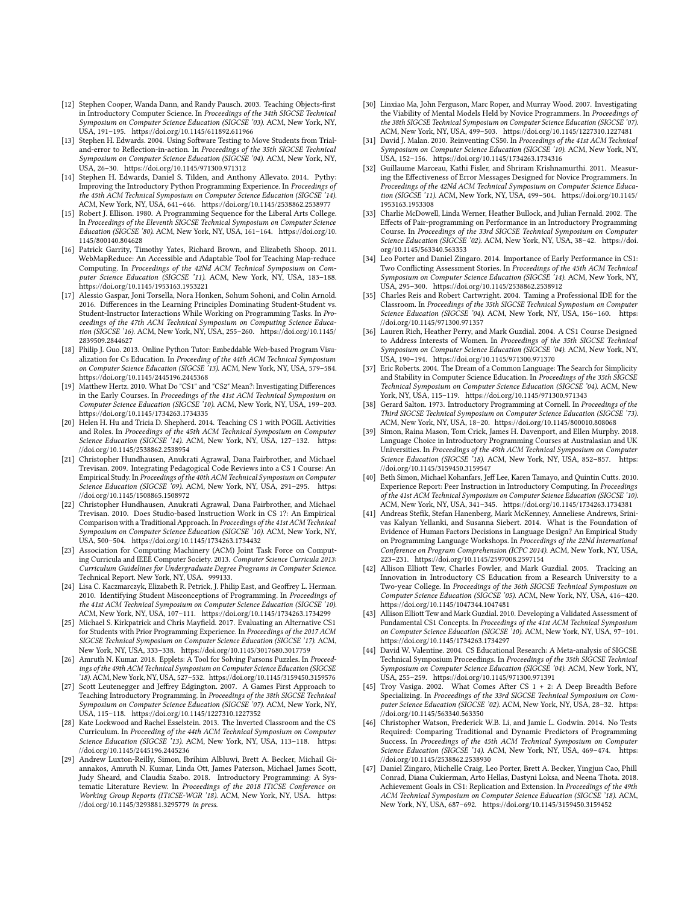[12] Stephen Cooper, Wanda Dann, and Randy Pausch. 2003. Teaching Objects-first in Introductory Computer Science. In *Proceedings of the 34th SIGCSE Technical Symposium on Computer Science Education (SIGCSE '03)*. ACM, New York, NY, USA, 191–195. https://doi.org/10.1145/611892.611966

[13] Stephen H. Edwards. 2004. Using Software Testing to Move Students from Trial-and-error to Reflection-in-action. In *Proceedings of the 35th SIGCSE Technical Symposium on Computer Science Education (SIGCSE '04)*. ACM, New York, NY, USA, 26–30. https://doi.org/10.1145/971300.971312

[14] Stephen H. Edwards, Daniel S. Tilden, and Anthony Allevato. 2014. Pythy: Improving the Introductory Python Programming Experience. In *Proceedings of the 45th ACM Technical Symposium on Computer Science Education (SIGCSE '14)*. ACM, New York, NY, USA, 641–646. https://doi.org/10.1145/2538862.2538977

[15] Robert J. Ellison. 1980. A Programming Sequence for the Liberal Arts College. In *Proceedings of the Eleventh SIGCSE Technical Symposium on Computer Science Education (SIGCSE '80)*. ACM, New York, NY, USA, 161–164. https://doi.org/10.1145/800140.804628

[16] Patrick Garrity, Timothy Yates, Richard Brown, and Elizabeth Shoop. 2011. WebMapReduce: An Accessible and Adaptable Tool for Teaching Map-reduce Computing. In *Proceedings of the 42Nd ACM Technical Symposium on Computer Science Education (SIGCSE '11)*. ACM, New York, NY, USA, 183–188. https://doi.org/10.1145/1953163.1953221

[17] Alessio Gaspar, Joni Torsella, Nora Honken, Sohum Sohoni, and Colin Arnold. 2016. Differences in the Learning Principles Dominating Student-Student vs. Student-Instructor Interactions While Working on Programming Tasks. In *Proceedings of the 47th ACM Technical Symposium on Computing Science Education (SIGCSE '16)*. ACM, New York, NY, USA, 255–260. https://doi.org/10.1145/2839509.2844627

[18] Philip J. Guo. 2013. Online Python Tutor: Embeddable Web-based Program Visualization for Cs Education. In *Proceeding of the 44th ACM Technical Symposium on Computer Science Education (SIGCSE '13)*. ACM, New York, NY, USA, 579–584. https://doi.org/10.1145/2445196.2445368

[19] Matthew Hertz. 2010. What Do "CS1" and "CS2" Mean?: Investigating Differences in the Early Courses. In *Proceedings of the 41st ACM Technical Symposium on Computer Science Education (SIGCSE '10)*. ACM, New York, NY, USA, 199–203. https://doi.org/10.1145/1734263.1734335

[20] Helen H. Hu and Tricia D. Shepherd. 2014. Teaching CS 1 with POGIL Activities and Roles. In *Proceedings of the 45th ACM Technical Symposium on Computer Science Education (SIGCSE '14)*. ACM, New York, NY, USA, 127–132. https://doi.org/10.1145/2538862.2538954

[21] Christopher Hundhausen, Anukrati Agrawal, Dana Fairbrother, and Michael Trevisan. 2009. Integrating Pedagogical Code Reviews into a CS 1 Course: An Empirical Study. In *Proceedings of the 40th ACM Technical Symposium on Computer Science Education (SIGCSE '09)*. ACM, New York, NY, USA, 291–295. https://doi.org/10.1145/1508865.1508972

[22] Christopher Hundhausen, Anukrati Agrawal, Dana Fairbrother, and Michael Trevisan. 2010. Does Studio-based Instruction Work in CS 1?: An Empirical Comparison with a Traditional Approach. In *Proceedings of the 41st ACM Technical Symposium on Computer Science Education (SIGCSE '10)*. ACM, New York, NY, USA, 500–504. https://doi.org/10.1145/1734263.1734432

[23] Association for Computing Machinery (ACM) Joint Task Force on Computing Curricula and IEEE Computer Society. 2013. *Computer Science Curricula 2013: Curriculum Guidelines for Undergraduate Degree Programs in Computer Science*. Technical Report. New York, NY, USA. 999133.

[24] Lisa C. Kaczmarczyk, Elizabeth R. Petrick, J. Philip East, and Geoffrey L. Herman. 2010. Identifying Student Misconceptions of Programming. In *Proceedings of the 41st ACM Technical Symposium on Computer Science Education (SIGCSE '10)*. ACM, New York, NY, USA, 107–111. https://doi.org/10.1145/1734263.1734299

[25] Michael S. Kirkpatrick and Chris Mayfield. 2017. Evaluating an Alternative CS1 for Students with Prior Programming Experience. In *Proceedings of the 2017 ACM SIGCSE Technical Symposium on Computer Science Education (SIGCSE '17)*. ACM, New York, NY, USA, 333–338. https://doi.org/10.1145/3017680.3017759

[26] Amruth N. Kumar. 2018. Epplets: A Tool for Solving Parsons Puzzles. In *Proceedings of the 49th ACM Technical Symposium on Computer Science Education (SIGCSE '18)*. ACM, New York, NY, USA, 527–532. https://doi.org/10.1145/3159450.3159576

[27] Scott Leutenegger and Jeffrey Edgington. 2007. A Games First Approach to Teaching Introductory Programming. In *Proceedings of the 38th SIGCSE Technical Symposium on Computer Science Education (SIGCSE '07)*. ACM, New York, NY, USA, 115–118. https://doi.org/10.1145/1227310.1227352

[28] Kate Lockwood and Rachel Esselstein. 2013. The Inverted Classroom and the CS Curriculum. In *Proceeding of the 44th ACM Technical Symposium on Computer Science Education (SIGCSE '13)*. ACM, New York, NY, USA, 113–118. https://doi.org/10.1145/2445196.2445236

[29] Andrew Luxton-Reilly, Simon, Ibrihim Albluwi, Brett A. Becker, Michail Giannakos, Amruth N. Kumar, Linda Ott, James Paterson, Michael James Scott, Judy Sheard, and Claudia Szabo. 2018. Introductory Programming: A Systematic Literature Review. In *Proceedings of the 2018 ITiCSE Conference on Working Group Reports (ITiCSE-WGR '18)*. ACM, New York, NY, USA. https://doi.org/10.1145/3293881.3295779 *in press*.

[30] Linxiao Ma, John Ferguson, Marc Roper, and Murray Wood. 2007. Investigating the Viability of Mental Models Held by Novice Programmers. In *Proceedings of the 38th SIGCSE Technical Symposium on Computer Science Education (SIGCSE '07)*. ACM, New York, NY, USA, 499–503. https://doi.org/10.1145/1227310.1227481

[31] David J. Malan. 2010. Reinventing CS50. In *Proceedings of the 41st ACM Technical Symposium on Computer Science Education (SIGCSE '10)*. ACM, New York, NY, USA, 152–156. https://doi.org/10.1145/1734263.1734316

[32] Guillaume Marceau, Kathi Fisler, and Shriram Krishnamurthi. 2011. Measuring the Effectiveness of Error Messages Designed for Novice Programmers. In *Proceedings of the 42Nd ACM Technical Symposium on Computer Science Education (SIGCSE '11)*. ACM, New York, NY, USA, 499–504. https://doi.org/10.1145/1953163.1953308

[33] Charlie McDowell, Linda Werner, Heather Bullock, and Julian Fernald. 2002. The Effects of Pair-programming on Performance in an Introductory Programming Course. In *Proceedings of the 33rd SIGCSE Technical Symposium on Computer Science Education (SIGCSE '02)*. ACM, New York, NY, USA, 38–42. https://doi.org/10.1145/563340.563353

[34] Leo Porter and Daniel Zingaro. 2014. Importance of Early Performance in CS1: Two Conflicting Assessment Stories. In *Proceedings of the 45th ACM Technical Symposium on Computer Science Education (SIGCSE '14)*. ACM, New York, NY, USA, 295–300. https://doi.org/10.1145/2538862.2538912

[35] Charles Reis and Robert Cartwright. 2004. Taming a Professional IDE for the Classroom. In *Proceedings of the 35th SIGCSE Technical Symposium on Computer Science Education (SIGCSE '04)*. ACM, New York, NY, USA, 156–160. https://doi.org/10.1145/971300.971357

[36] Lauren Rich, Heather Perry, and Mark Guzdial. 2004. A CS1 Course Designed to Address Interests of Women. In *Proceedings of the 35th SIGCSE Technical Symposium on Computer Science Education (SIGCSE '04)*. ACM, New York, NY, USA, 190–194. https://doi.org/10.1145/971300.971370

[37] Eric Roberts. 2004. The Dream of a Common Language: The Search for Simplicity and Stability in Computer Science Education. In *Proceedings of the 35th SIGCSE Technical Symposium on Computer Science Education (SIGCSE '04)*. ACM, New York, NY, USA, 115–119. https://doi.org/10.1145/971300.971343

[38] Gerard Salton. 1973. Introductory Programming at Cornell. In *Proceedings of the Third SIGCSE Technical Symposium on Computer Science Education (SIGCSE '73)*. ACM, New York, NY, USA, 18–20. https://doi.org/10.1145/800010.808068

[39] Simon, Raina Mason, Tom Crick, James H. Davenport, and Ellen Murphy. 2018. Language Choice in Introductory Programming Courses at Australasian and UK Universities. In *Proceedings of the 49th ACM Technical Symposium on Computer Science Education (SIGCSE '18)*. ACM, New York, NY, USA, 852–857. https://doi.org/10.1145/3159450.3159547

[40] Beth Simon, Michael Kohanfars, Jeff Lee, Karen Tamayo, and Quintin Cutts. 2010. Experience Report: Peer Instruction in Introductory Computing. In *Proceedings of the 41st ACM Technical Symposium on Computer Science Education (SIGCSE '10)*. ACM, New York, NY, USA, 341–345. https://doi.org/10.1145/1734263.1734381

[41] Andreas Stefik, Stefan Hanenberg, Mark McKenney, Anneliese Andrews, Srinivas Kalyan Yellanki, and Susanna Siebert. 2014. What is the Foundation of Evidence of Human Factors Decisions in Language Design? An Empirical Study on Programming Language Workshops. In *Proceedings of the 22Nd International Conference on Program Comprehension (ICPC 2014)*. ACM, New York, NY, USA, 223–231. https://doi.org/10.1145/2597008.2597154

[42] Allison Elliott Tew, Charles Fowler, and Mark Guzdial. 2005. Tracking an Innovation in Introductory CS Education from a Research University to a Two-year College. In *Proceedings of the 36th SIGCSE Technical Symposium on Computer Science Education (SIGCSE '05)*. ACM, New York, NY, USA, 416–420. https://doi.org/10.1145/1047344.1047481

[43] Allison Elliott Tew and Mark Guzdial. 2010. Developing a Validated Assessment of Fundamental CS1 Concepts. In *Proceedings of the 41st ACM Technical Symposium on Computer Science Education (SIGCSE '10)*. ACM, New York, NY, USA, 97–101. https://doi.org/10.1145/1734263.1734297

[44] David W. Valentine. 2004. CS Educational Research: A Meta-analysis of SIGCSE Technical Symposium Proceedings. In *Proceedings of the 35th SIGCSE Technical Symposium on Computer Science Education (SIGCSE '04)*. ACM, New York, NY, USA, 255–259. https://doi.org/10.1145/971300.971391

[45] Troy Vasiga. 2002. What Comes After CS 1 + 2: A Deep Breadth Before Specializing. In *Proceedings of the 33rd SIGCSE Technical Symposium on Computer Science Education (SIGCSE '02)*. ACM, New York, NY, USA, 28–32. https://doi.org/10.1145/563340.563350

[46] Christopher Watson, Frederick W.B. Li, and Jamie L. Godwin. 2014. No Tests Required: Comparing Traditional and Dynamic Predictors of Programming Success. In *Proceedings of the 45th ACM Technical Symposium on Computer Science Education (SIGCSE '14)*. ACM, New York, NY, USA, 469–474. https://doi.org/10.1145/2538862.2538930

[47] Daniel Zingaro, Michelle Craig, Leo Porter, Brett A. Becker, Yingjun Cao, Phill Conrad, Diana Cukierman, Arto Hellas, Dastyni Loksa, and Neena Thota. 2018. Achievement Goals in CS1: Replication and Extension. In *Proceedings of the 49th ACM Technical Symposium on Computer Science Education (SIGCSE '18)*. ACM, New York, NY, USA, 687–692. https://doi.org/10.1145/3159450.3159452